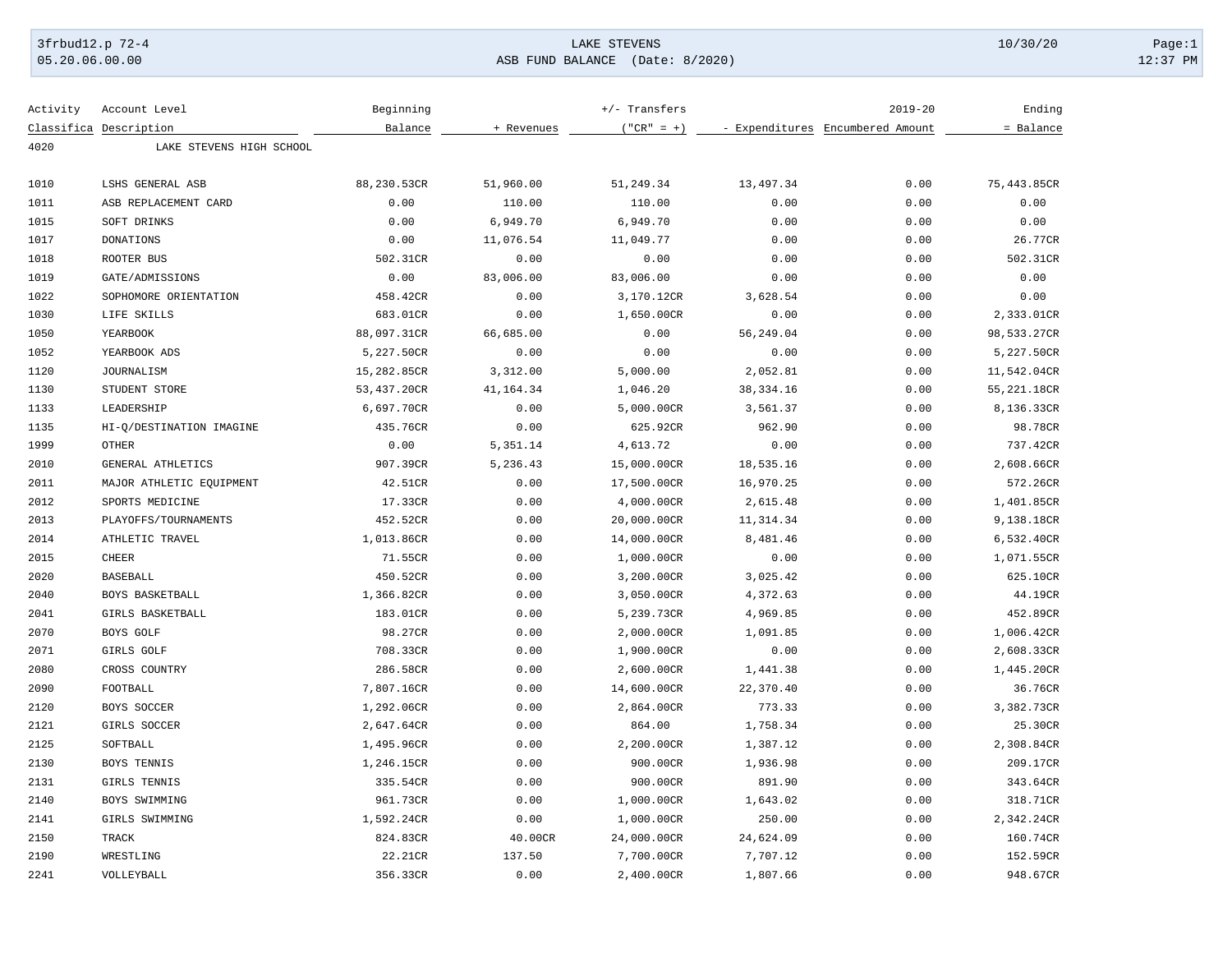LAKE STEVENS

ASB FUND BALANCE (Date: 8/2020)

| Activity Classifica | Account Level Description | Beginning Balance | + Revenues | +/- Transfers ("CR" = +) | - Expenditures | 2019-20 Encumbered Amount | Ending = Balance |
|---|---|---|---|---|---|---|---|
| 4020 | LAKE STEVENS HIGH SCHOOL | | | | | | |
| 1010 | LSHS GENERAL ASB | 88,230.53CR | 51,960.00 | 51,249.34 | 13,497.34 | 0.00 | 75,443.85CR |
| 1011 | ASB REPLACEMENT CARD | 0.00 | 110.00 | 110.00 | 0.00 | 0.00 | 0.00 |
| 1015 | SOFT DRINKS | 0.00 | 6,949.70 | 6,949.70 | 0.00 | 0.00 | 0.00 |
| 1017 | DONATIONS | 0.00 | 11,076.54 | 11,049.77 | 0.00 | 0.00 | 26.77CR |
| 1018 | ROOTER BUS | 502.31CR | 0.00 | 0.00 | 0.00 | 0.00 | 502.31CR |
| 1019 | GATE/ADMISSIONS | 0.00 | 83,006.00 | 83,006.00 | 0.00 | 0.00 | 0.00 |
| 1022 | SOPHOMORE ORIENTATION | 458.42CR | 0.00 | 3,170.12CR | 3,628.54 | 0.00 | 0.00 |
| 1030 | LIFE SKILLS | 683.01CR | 0.00 | 1,650.00CR | 0.00 | 0.00 | 2,333.01CR |
| 1050 | YEARBOOK | 88,097.31CR | 66,685.00 | 0.00 | 56,249.04 | 0.00 | 98,533.27CR |
| 1052 | YEARBOOK ADS | 5,227.50CR | 0.00 | 0.00 | 0.00 | 0.00 | 5,227.50CR |
| 1120 | JOURNALISM | 15,282.85CR | 3,312.00 | 5,000.00 | 2,052.81 | 0.00 | 11,542.04CR |
| 1130 | STUDENT STORE | 53,437.20CR | 41,164.34 | 1,046.20 | 38,334.16 | 0.00 | 55,221.18CR |
| 1133 | LEADERSHIP | 6,697.70CR | 0.00 | 5,000.00CR | 3,561.37 | 0.00 | 8,136.33CR |
| 1135 | HI-Q/DESTINATION IMAGINE | 435.76CR | 0.00 | 625.92CR | 962.90 | 0.00 | 98.78CR |
| 1999 | OTHER | 0.00 | 5,351.14 | 4,613.72 | 0.00 | 0.00 | 737.42CR |
| 2010 | GENERAL ATHLETICS | 907.39CR | 5,236.43 | 15,000.00CR | 18,535.16 | 0.00 | 2,608.66CR |
| 2011 | MAJOR ATHLETIC EQUIPMENT | 42.51CR | 0.00 | 17,500.00CR | 16,970.25 | 0.00 | 572.26CR |
| 2012 | SPORTS MEDICINE | 17.33CR | 0.00 | 4,000.00CR | 2,615.48 | 0.00 | 1,401.85CR |
| 2013 | PLAYOFFS/TOURNAMENTS | 452.52CR | 0.00 | 20,000.00CR | 11,314.34 | 0.00 | 9,138.18CR |
| 2014 | ATHLETIC TRAVEL | 1,013.86CR | 0.00 | 14,000.00CR | 8,481.46 | 0.00 | 6,532.40CR |
| 2015 | CHEER | 71.55CR | 0.00 | 1,000.00CR | 0.00 | 0.00 | 1,071.55CR |
| 2020 | BASEBALL | 450.52CR | 0.00 | 3,200.00CR | 3,025.42 | 0.00 | 625.10CR |
| 2040 | BOYS BASKETBALL | 1,366.82CR | 0.00 | 3,050.00CR | 4,372.63 | 0.00 | 44.19CR |
| 2041 | GIRLS BASKETBALL | 183.01CR | 0.00 | 5,239.73CR | 4,969.85 | 0.00 | 452.89CR |
| 2070 | BOYS GOLF | 98.27CR | 0.00 | 2,000.00CR | 1,091.85 | 0.00 | 1,006.42CR |
| 2071 | GIRLS GOLF | 708.33CR | 0.00 | 1,900.00CR | 0.00 | 0.00 | 2,608.33CR |
| 2080 | CROSS COUNTRY | 286.58CR | 0.00 | 2,600.00CR | 1,441.38 | 0.00 | 1,445.20CR |
| 2090 | FOOTBALL | 7,807.16CR | 0.00 | 14,600.00CR | 22,370.40 | 0.00 | 36.76CR |
| 2120 | BOYS SOCCER | 1,292.06CR | 0.00 | 2,864.00CR | 773.33 | 0.00 | 3,382.73CR |
| 2121 | GIRLS SOCCER | 2,647.64CR | 0.00 | 864.00 | 1,758.34 | 0.00 | 25.30CR |
| 2125 | SOFTBALL | 1,495.96CR | 0.00 | 2,200.00CR | 1,387.12 | 0.00 | 2,308.84CR |
| 2130 | BOYS TENNIS | 1,246.15CR | 0.00 | 900.00CR | 1,936.98 | 0.00 | 209.17CR |
| 2131 | GIRLS TENNIS | 335.54CR | 0.00 | 900.00CR | 891.90 | 0.00 | 343.64CR |
| 2140 | BOYS SWIMMING | 961.73CR | 0.00 | 1,000.00CR | 1,643.02 | 0.00 | 318.71CR |
| 2141 | GIRLS SWIMMING | 1,592.24CR | 0.00 | 1,000.00CR | 250.00 | 0.00 | 2,342.24CR |
| 2150 | TRACK | 824.83CR | 40.00CR | 24,000.00CR | 24,624.09 | 0.00 | 160.74CR |
| 2190 | WRESTLING | 22.21CR | 137.50 | 7,700.00CR | 7,707.12 | 0.00 | 152.59CR |
| 2241 | VOLLEYBALL | 356.33CR | 0.00 | 2,400.00CR | 1,807.66 | 0.00 | 948.67CR |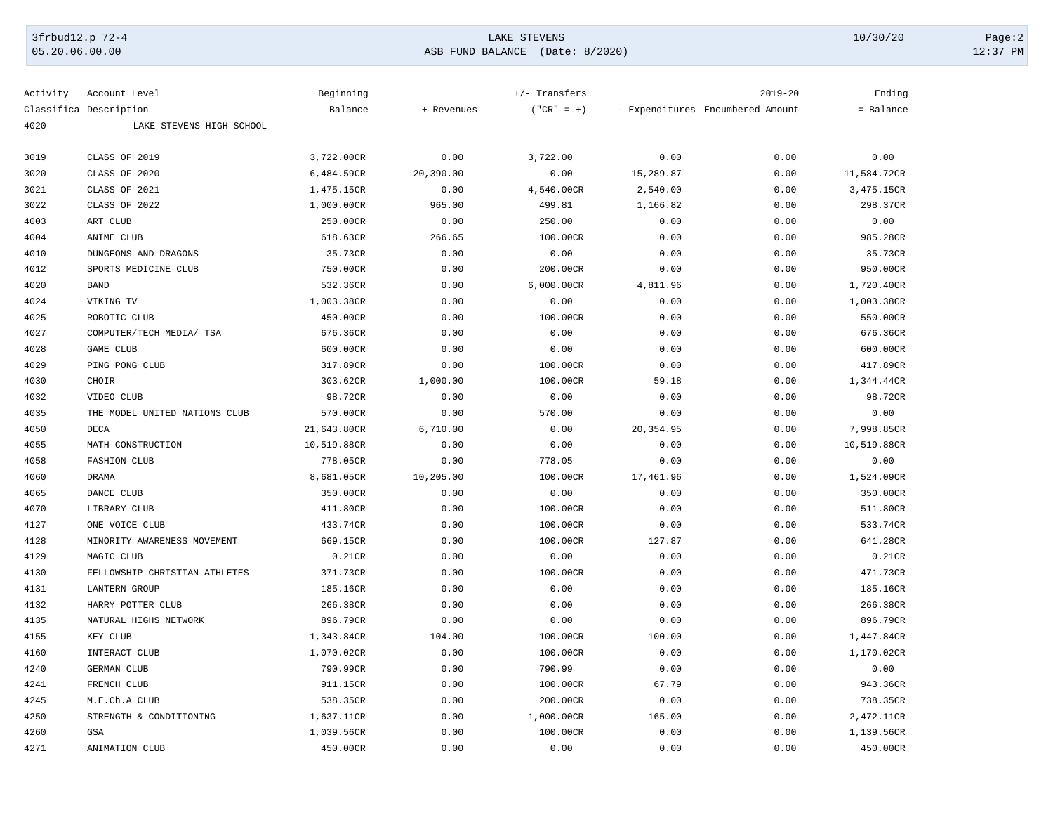| Activity Classifica | Account Level Description | Beginning Balance | + Revenues | +/- Transfers ("CR" = +) | - Expenditures | 2019-20 Encumbered Amount | Ending = Balance |
|---|---|---|---|---|---|---|---|
| 4020 | LAKE STEVENS HIGH SCHOOL | | | | | | |
| 3019 | CLASS OF 2019 | 3,722.00CR | 0.00 | 3,722.00 | 0.00 | 0.00 | 0.00 |
| 3020 | CLASS OF 2020 | 6,484.59CR | 20,390.00 | 0.00 | 15,289.87 | 0.00 | 11,584.72CR |
| 3021 | CLASS OF 2021 | 1,475.15CR | 0.00 | 4,540.00CR | 2,540.00 | 0.00 | 3,475.15CR |
| 3022 | CLASS OF 2022 | 1,000.00CR | 965.00 | 499.81 | 1,166.82 | 0.00 | 298.37CR |
| 4003 | ART CLUB | 250.00CR | 0.00 | 250.00 | 0.00 | 0.00 | 0.00 |
| 4004 | ANIME CLUB | 618.63CR | 266.65 | 100.00CR | 0.00 | 0.00 | 985.28CR |
| 4010 | DUNGEONS AND DRAGONS | 35.73CR | 0.00 | 0.00 | 0.00 | 0.00 | 35.73CR |
| 4012 | SPORTS MEDICINE CLUB | 750.00CR | 0.00 | 200.00CR | 0.00 | 0.00 | 950.00CR |
| 4020 | BAND | 532.36CR | 0.00 | 6,000.00CR | 4,811.96 | 0.00 | 1,720.40CR |
| 4024 | VIKING TV | 1,003.38CR | 0.00 | 0.00 | 0.00 | 0.00 | 1,003.38CR |
| 4025 | ROBOTIC CLUB | 450.00CR | 0.00 | 100.00CR | 0.00 | 0.00 | 550.00CR |
| 4027 | COMPUTER/TECH MEDIA/ TSA | 676.36CR | 0.00 | 0.00 | 0.00 | 0.00 | 676.36CR |
| 4028 | GAME CLUB | 600.00CR | 0.00 | 0.00 | 0.00 | 0.00 | 600.00CR |
| 4029 | PING PONG CLUB | 317.89CR | 0.00 | 100.00CR | 0.00 | 0.00 | 417.89CR |
| 4030 | CHOIR | 303.62CR | 1,000.00 | 100.00CR | 59.18 | 0.00 | 1,344.44CR |
| 4032 | VIDEO CLUB | 98.72CR | 0.00 | 0.00 | 0.00 | 0.00 | 98.72CR |
| 4035 | THE MODEL UNITED NATIONS CLUB | 570.00CR | 0.00 | 570.00 | 0.00 | 0.00 | 0.00 |
| 4050 | DECA | 21,643.80CR | 6,710.00 | 0.00 | 20,354.95 | 0.00 | 7,998.85CR |
| 4055 | MATH CONSTRUCTION | 10,519.88CR | 0.00 | 0.00 | 0.00 | 0.00 | 10,519.88CR |
| 4058 | FASHION CLUB | 778.05CR | 0.00 | 778.05 | 0.00 | 0.00 | 0.00 |
| 4060 | DRAMA | 8,681.05CR | 10,205.00 | 100.00CR | 17,461.96 | 0.00 | 1,524.09CR |
| 4065 | DANCE CLUB | 350.00CR | 0.00 | 0.00 | 0.00 | 0.00 | 350.00CR |
| 4070 | LIBRARY CLUB | 411.80CR | 0.00 | 100.00CR | 0.00 | 0.00 | 511.80CR |
| 4127 | ONE VOICE CLUB | 433.74CR | 0.00 | 100.00CR | 0.00 | 0.00 | 533.74CR |
| 4128 | MINORITY AWARENESS MOVEMENT | 669.15CR | 0.00 | 100.00CR | 127.87 | 0.00 | 641.28CR |
| 4129 | MAGIC CLUB | 0.21CR | 0.00 | 0.00 | 0.00 | 0.00 | 0.21CR |
| 4130 | FELLOWSHIP-CHRISTIAN ATHLETES | 371.73CR | 0.00 | 100.00CR | 0.00 | 0.00 | 471.73CR |
| 4131 | LANTERN GROUP | 185.16CR | 0.00 | 0.00 | 0.00 | 0.00 | 185.16CR |
| 4132 | HARRY POTTER CLUB | 266.38CR | 0.00 | 0.00 | 0.00 | 0.00 | 266.38CR |
| 4135 | NATURAL HIGHS NETWORK | 896.79CR | 0.00 | 0.00 | 0.00 | 0.00 | 896.79CR |
| 4155 | KEY CLUB | 1,343.84CR | 104.00 | 100.00CR | 100.00 | 0.00 | 1,447.84CR |
| 4160 | INTERACT CLUB | 1,070.02CR | 0.00 | 100.00CR | 0.00 | 0.00 | 1,170.02CR |
| 4240 | GERMAN CLUB | 790.99CR | 0.00 | 790.99 | 0.00 | 0.00 | 0.00 |
| 4241 | FRENCH CLUB | 911.15CR | 0.00 | 100.00CR | 67.79 | 0.00 | 943.36CR |
| 4245 | M.E.Ch.A CLUB | 538.35CR | 0.00 | 200.00CR | 0.00 | 0.00 | 738.35CR |
| 4250 | STRENGTH & CONDITIONING | 1,637.11CR | 0.00 | 1,000.00CR | 165.00 | 0.00 | 2,472.11CR |
| 4260 | GSA | 1,039.56CR | 0.00 | 100.00CR | 0.00 | 0.00 | 1,139.56CR |
| 4271 | ANIMATION CLUB | 450.00CR | 0.00 | 0.00 | 0.00 | 0.00 | 450.00CR |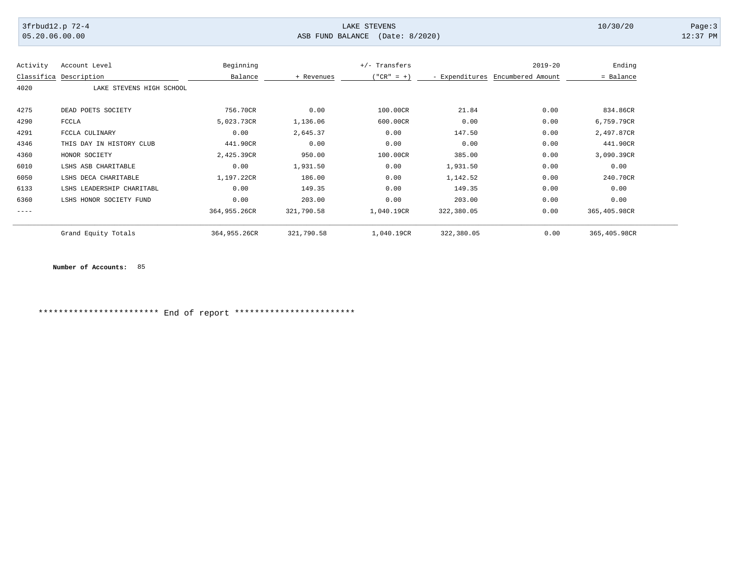| Activity Classifica | Account Level Description | Beginning Balance | + Revenues | +/- Transfers ("CR" = +) | - Expenditures | 2019-20 Encumbered Amount | Ending = Balance |
|---|---|---|---|---|---|---|---|
| 4020 | LAKE STEVENS HIGH SCHOOL | | | | | | |
| 4275 | DEAD POETS SOCIETY | 756.70CR | 0.00 | 100.00CR | 21.84 | 0.00 | 834.86CR |
| 4290 | FCCLA | 5,023.73CR | 1,136.06 | 600.00CR | 0.00 | 0.00 | 6,759.79CR |
| 4291 | FCCLA CULINARY | 0.00 | 2,645.37 | 0.00 | 147.50 | 0.00 | 2,497.87CR |
| 4346 | THIS DAY IN HISTORY CLUB | 441.90CR | 0.00 | 0.00 | 0.00 | 0.00 | 441.90CR |
| 4360 | HONOR SOCIETY | 2,425.39CR | 950.00 | 100.00CR | 385.00 | 0.00 | 3,090.39CR |
| 6010 | LSHS ASB CHARITABLE | 0.00 | 1,931.50 | 0.00 | 1,931.50 | 0.00 | 0.00 |
| 6050 | LSHS DECA CHARITABLE | 1,197.22CR | 186.00 | 0.00 | 1,142.52 | 0.00 | 240.70CR |
| 6133 | LSHS LEADERSHIP CHARITABL | 0.00 | 149.35 | 0.00 | 149.35 | 0.00 | 0.00 |
| 6360 | LSHS HONOR SOCIETY FUND | 0.00 | 203.00 | 0.00 | 203.00 | 0.00 | 0.00 |
| ---- | | 364,955.26CR | 321,790.58 | 1,040.19CR | 322,380.05 | 0.00 | 365,405.98CR |
| | Grand Equity Totals | 364,955.26CR | 321,790.58 | 1,040.19CR | 322,380.05 | 0.00 | 365,405.98CR |

**Number of Accounts:** 85

************************ End of report ************************